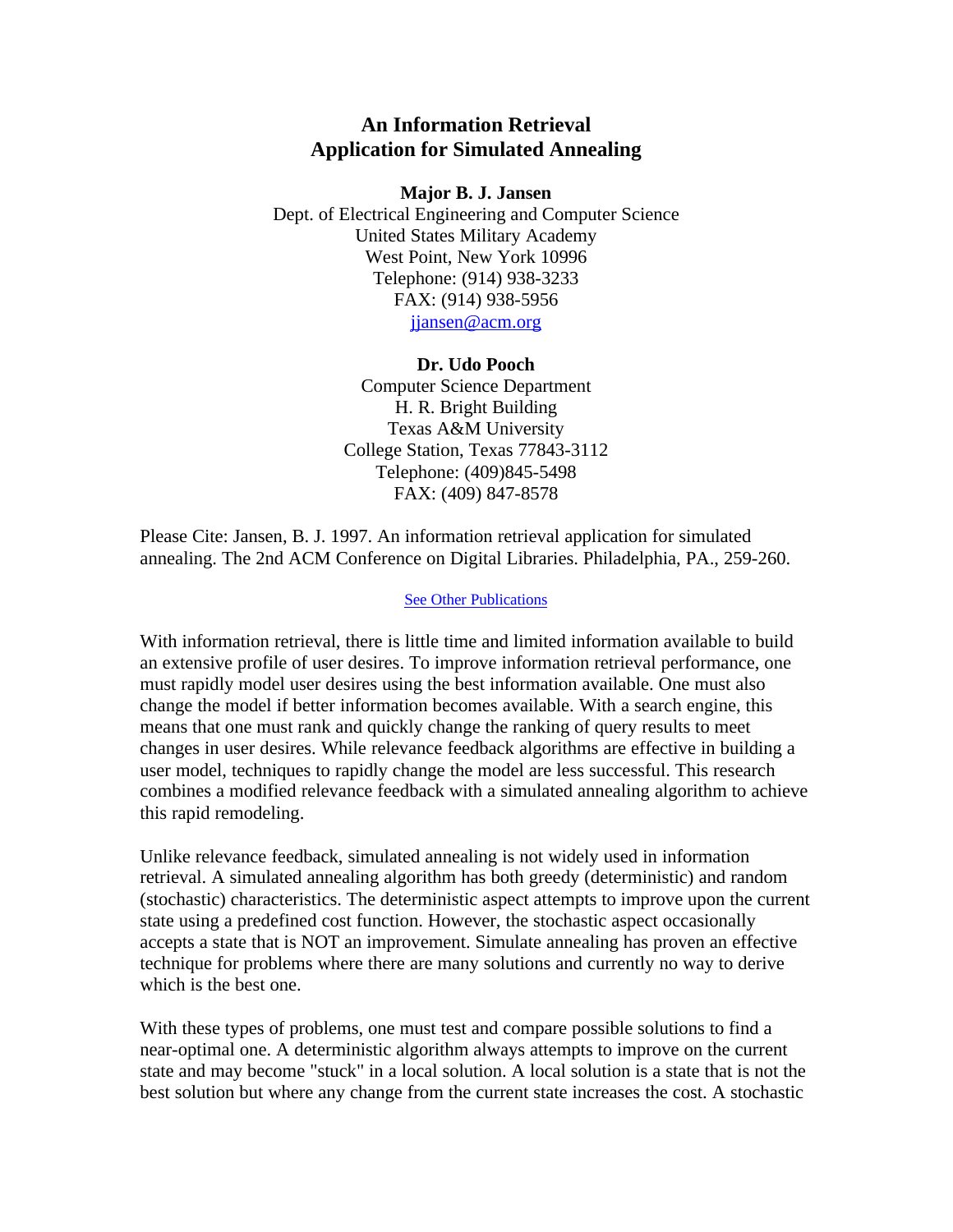# An Information Retrieval Application for Simulated Annealing

**Major B. J. Jansen**
Dept. of Electrical Engineering and Computer Science
United States Military Academy
West Point, New York 10996
Telephone: (914) 938-3233
FAX: (914) 938-5956
jjansen@acm.org

**Dr. Udo Pooch**
Computer Science Department
H. R. Bright Building
Texas A&M University
College Station, Texas 77843-3112
Telephone: (409)845-5498
FAX: (409) 847-8578

Please Cite: Jansen, B. J. 1997. An information retrieval application for simulated annealing. The 2nd ACM Conference on Digital Libraries. Philadelphia, PA., 259-260.

See Other Publications

With information retrieval, there is little time and limited information available to build an extensive profile of user desires. To improve information retrieval performance, one must rapidly model user desires using the best information available. One must also change the model if better information becomes available. With a search engine, this means that one must rank and quickly change the ranking of query results to meet changes in user desires. While relevance feedback algorithms are effective in building a user model, techniques to rapidly change the model are less successful. This research combines a modified relevance feedback with a simulated annealing algorithm to achieve this rapid remodeling.

Unlike relevance feedback, simulated annealing is not widely used in information retrieval. A simulated annealing algorithm has both greedy (deterministic) and random (stochastic) characteristics. The deterministic aspect attempts to improve upon the current state using a predefined cost function. However, the stochastic aspect occasionally accepts a state that is NOT an improvement. Simulate annealing has proven an effective technique for problems where there are many solutions and currently no way to derive which is the best one.

With these types of problems, one must test and compare possible solutions to find a near-optimal one. A deterministic algorithm always attempts to improve on the current state and may become "stuck" in a local solution. A local solution is a state that is not the best solution but where any change from the current state increases the cost. A stochastic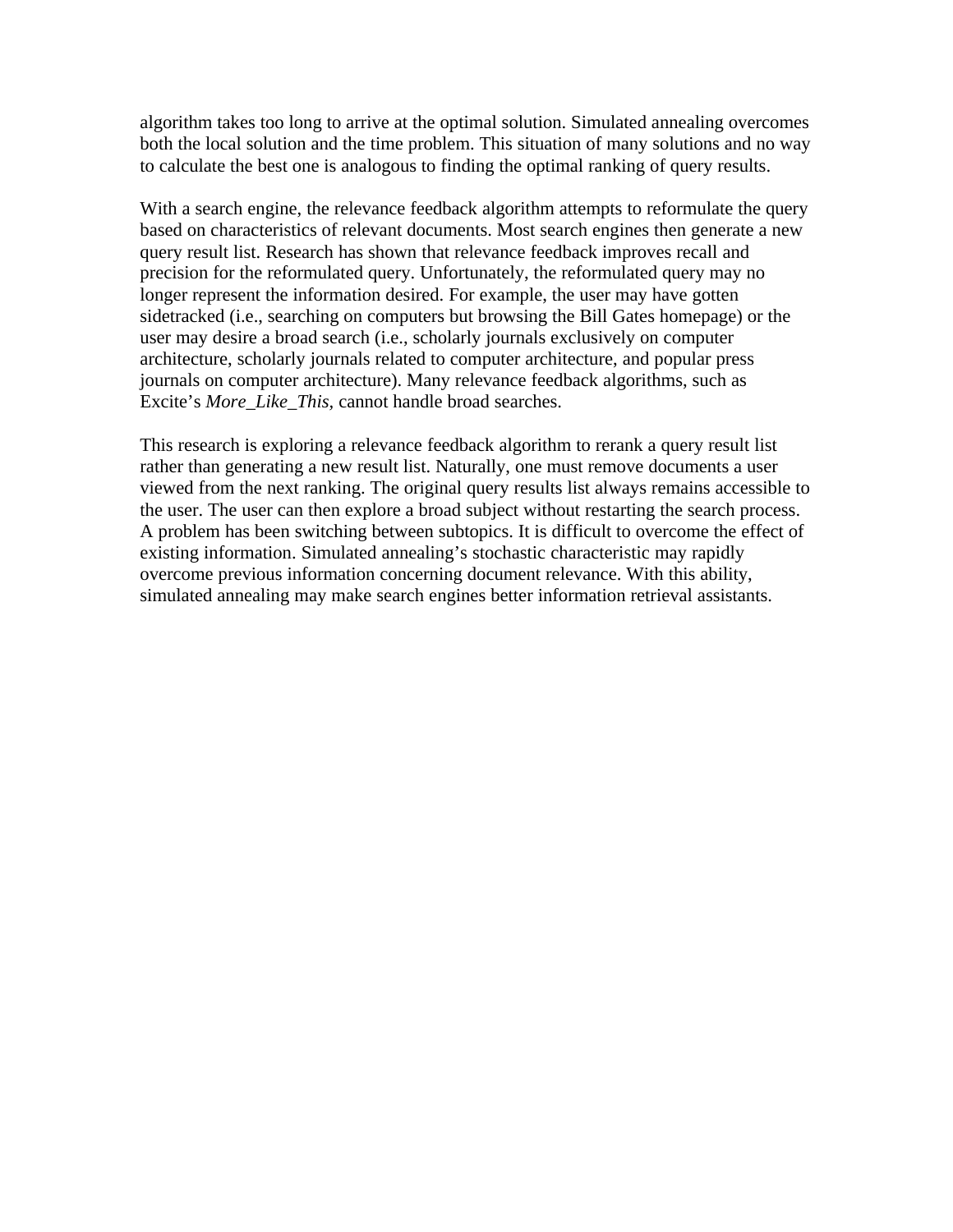algorithm takes too long to arrive at the optimal solution. Simulated annealing overcomes both the local solution and the time problem. This situation of many solutions and no way to calculate the best one is analogous to finding the optimal ranking of query results.

With a search engine, the relevance feedback algorithm attempts to reformulate the query based on characteristics of relevant documents. Most search engines then generate a new query result list. Research has shown that relevance feedback improves recall and precision for the reformulated query. Unfortunately, the reformulated query may no longer represent the information desired. For example, the user may have gotten sidetracked (i.e., searching on computers but browsing the Bill Gates homepage) or the user may desire a broad search (i.e., scholarly journals exclusively on computer architecture, scholarly journals related to computer architecture, and popular press journals on computer architecture). Many relevance feedback algorithms, such as Excite's *More_Like_This*, cannot handle broad searches.

This research is exploring a relevance feedback algorithm to rerank a query result list rather than generating a new result list. Naturally, one must remove documents a user viewed from the next ranking. The original query results list always remains accessible to the user. The user can then explore a broad subject without restarting the search process. A problem has been switching between subtopics. It is difficult to overcome the effect of existing information. Simulated annealing's stochastic characteristic may rapidly overcome previous information concerning document relevance. With this ability, simulated annealing may make search engines better information retrieval assistants.